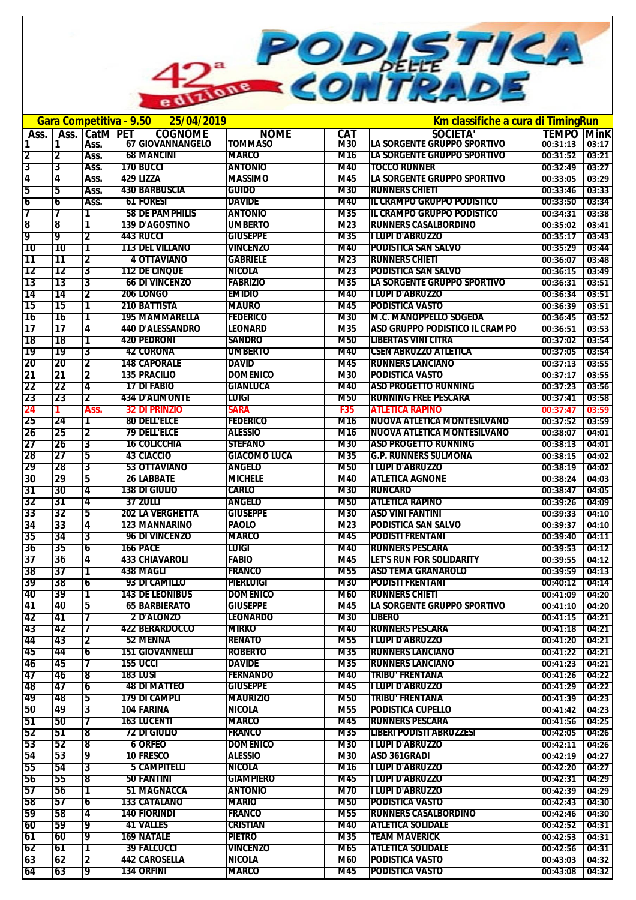# 42a edizione PODISTICA DELLE CONTRADE

**Gara Competitiva - 9.50 — 25/04/2019 — Km classifiche a cura di TimingRun**

| Ass. | Ass. | CatM | PET | COGNOME | NOME | CAT | SOCIETA' | TEMPO | MinK |
|---|---|---|---|---|---|---|---|---|---|
| 1 | 1 | Ass. | 67 | GIOVANNANGELO | TOMMASO | M30 | LA SORGENTE GRUPPO SPORTIVO | 00:31:13 | 03:17 |
| 2 | 2 | Ass. | 68 | MANCINI | MARCO | M16 | LA SORGENTE GRUPPO SPORTIVO | 00:31:52 | 03:21 |
| 3 | 3 | Ass. | 170 | BUCCI | ANTONIO | M40 | TOCCO RUNNER | 00:32:49 | 03:27 |
| 4 | 4 | Ass. | 429 | LIZZA | MASSIMO | M45 | LA SORGENTE GRUPPO SPORTIVO | 00:33:05 | 03:29 |
| 5 | 5 | Ass. | 430 | BARBUSCIA | GUIDO | M30 | RUNNERS CHIETI | 00:33:46 | 03:33 |
| 6 | 6 | Ass. | 61 | FORESI | DAVIDE | M40 | IL CRAMPO GRUPPO PODISTICO | 00:33:50 | 03:34 |
| 7 | 7 | 1 | 58 | DE PAMPHILIS | ANTONIO | M35 | IL CRAMPO GRUPPO PODISTICO | 00:34:31 | 03:38 |
| 8 | 8 | 1 | 139 | D'AGOSTINO | UMBERTO | M23 | RUNNERS CASALBORDINO | 00:35:02 | 03:41 |
| 9 | 9 | 2 | 443 | RUCCI | GIUSEPPE | M35 | I LUPI D'ABRUZZO | 00:35:17 | 03:43 |
| 10 | 10 | 1 | 113 | DEL VILLANO | VINCENZO | M40 | PODISTICA SAN SALVO | 00:35:29 | 03:44 |
| 11 | 11 | 2 | 4 | OTTAVIANO | GABRIELE | M23 | RUNNERS CHIETI | 00:36:07 | 03:48 |
| 12 | 12 | 3 | 112 | DE CINQUE | NICOLA | M23 | PODISTICA SAN SALVO | 00:36:15 | 03:49 |
| 13 | 13 | 3 | 66 | DI VINCENZO | FABRIZIO | M35 | LA SORGENTE GRUPPO SPORTIVO | 00:36:31 | 03:51 |
| 14 | 14 | 2 | 206 | LONGO | EMIDIO | M40 | I LUPI D'ABRUZZO | 00:36:34 | 03:51 |
| 15 | 15 | 1 | 210 | BATTISTA | MAURO | M45 | PODISTICA VASTO | 00:36:39 | 03:51 |
| 16 | 16 | 1 | 195 | MAMMARELLA | FEDERICO | M30 | M.C. MANOPPELLO SOGEDA | 00:36:45 | 03:52 |
| 17 | 17 | 4 | 440 | D'ALESSANDRO | LEONARD | M35 | ASD GRUPPO PODISTICO IL CRAMPO | 00:36:51 | 03:53 |
| 18 | 18 | 1 | 420 | PEDRONI | SANDRO | M50 | LIBERTAS VINI CITRA | 00:37:02 | 03:54 |
| 19 | 19 | 3 | 42 | CORONA | UMBERTO | M40 | CSEN ABRUZZO ATLETICA | 00:37:05 | 03:54 |
| 20 | 20 | 2 | 148 | CAPORALE | DAVID | M45 | RUNNERS LANCIANO | 00:37:13 | 03:55 |
| 21 | 21 | 2 | 135 | PRACILIO | DOMENICO | M30 | PODISTICA VASTO | 00:37:17 | 03:55 |
| 22 | 22 | 4 | 17 | DI FABIO | GIANLUCA | M40 | ASD PROGETTO RUNNING | 00:37:23 | 03:56 |
| 23 | 23 | 2 | 434 | D'ALIMONTE | LUIGI | M50 | RUNNING FREE PESCARA | 00:37:41 | 03:58 |
| 24 | 1 | Ass. | 32 | DI PRINZIO | SARA | F35 | ATLETICA RAPINO | 00:37:47 | 03:59 |
| 25 | 24 | 1 | 80 | DELL'ELCE | FEDERICO | M16 | NUOVA ATLETICA MONTESILVANO | 00:37:52 | 03:59 |
| 26 | 25 | 2 | 79 | DELL'ELCE | ALESSIO | M16 | NUOVA ATLETICA MONTESILVANO | 00:38:07 | 04:01 |
| 27 | 26 | 3 | 16 | COLICCHIA | STEFANO | M30 | ASD PROGETTO RUNNING | 00:38:13 | 04:01 |
| 28 | 27 | 5 | 43 | CIACCIO | GIACOMO LUCA | M35 | G.P. RUNNERS SULMONA | 00:38:15 | 04:02 |
| 29 | 28 | 3 | 53 | OTTAVIANO | ANGELO | M50 | I LUPI D'ABRUZZO | 00:38:19 | 04:02 |
| 30 | 29 | 5 | 26 | LABBATE | MICHELE | M40 | ATLETICA AGNONE | 00:38:24 | 04:03 |
| 31 | 30 | 4 | 138 | DI GIULIO | CARLO | M30 | RUNCARD | 00:38:47 | 04:05 |
| 32 | 31 | 4 | 37 | ZULLI | ANGELO | M50 | ATLETICA RAPINO | 00:39:26 | 04:09 |
| 33 | 32 | 5 | 202 | LA VERGHETTA | GIUSEPPE | M30 | ASD VINI FANTINI | 00:39:33 | 04:10 |
| 34 | 33 | 4 | 123 | MANNARINO | PAOLO | M23 | PODISTICA SAN SALVO | 00:39:37 | 04:10 |
| 35 | 34 | 3 | 96 | DI VINCENZO | MARCO | M45 | PODISTI FRENTANI | 00:39:40 | 04:11 |
| 36 | 35 | 6 | 166 | PACE | LUIGI | M40 | RUNNERS PESCARA | 00:39:53 | 04:12 |
| 37 | 36 | 4 | 433 | CHIAVAROLI | FABIO | M45 | LET'S RUN FOR SOLIDARITY | 00:39:55 | 04:12 |
| 38 | 37 | 1 | 438 | MAGLI | FRANCO | M55 | ASD TEMA GRANAROLO | 00:39:59 | 04:13 |
| 39 | 38 | 6 | 93 | DI CAMILLO | PIERLUIGI | M30 | PODISTI FRENTANI | 00:40:12 | 04:14 |
| 40 | 39 | 1 | 143 | DE LEONIBUS | DOMENICO | M60 | RUNNERS CHIETI | 00:41:09 | 04:20 |
| 41 | 40 | 5 | 65 | BARBIERATO | GIUSEPPE | M45 | LA SORGENTE GRUPPO SPORTIVO | 00:41:10 | 04:20 |
| 42 | 41 | 7 | 2 | D'ALONZO | LEONARDO | M30 | LIBERO | 00:41:15 | 04:21 |
| 43 | 42 | 7 | 422 | BERARDOCCO | MIRKO | M40 | RUNNERS PESCARA | 00:41:18 | 04:21 |
| 44 | 43 | 2 | 52 | MENNA | RENATO | M55 | I LUPI D'ABRUZZO | 00:41:20 | 04:21 |
| 45 | 44 | 6 | 151 | GIOVANNELLI | ROBERTO | M35 | RUNNERS LANCIANO | 00:41:22 | 04:21 |
| 46 | 45 | 7 | 155 | UCCI | DAVIDE | M35 | RUNNERS LANCIANO | 00:41:23 | 04:21 |
| 47 | 46 | 8 | 183 | LUSI | FERNANDO | M40 | TRIBU' FRENTANA | 00:41:26 | 04:22 |
| 48 | 47 | 6 | 48 | DI MATTEO | GIUSEPPE | M45 | I LUPI D'ABRUZZO | 00:41:29 | 04:22 |
| 49 | 48 | 5 | 179 | DI CAMPLI | MAURIZIO | M50 | TRIBU' FRENTANA | 00:41:39 | 04:23 |
| 50 | 49 | 3 | 104 | FARINA | NICOLA | M55 | PODISTICA CUPELLO | 00:41:42 | 04:23 |
| 51 | 50 | 7 | 163 | LUCENTI | MARCO | M45 | RUNNERS PESCARA | 00:41:56 | 04:25 |
| 52 | 51 | 8 | 72 | DI GIULIO | FRANCO | M35 | LIBERI PODISTI ABRUZZESI | 00:42:05 | 04:26 |
| 53 | 52 | 8 | 6 | ORFEO | DOMENICO | M30 | I LUPI D'ABRUZZO | 00:42:11 | 04:26 |
| 54 | 53 | 9 | 10 | FRESCO | ALESSIO | M30 | ASD 361GRADI | 00:42:19 | 04:27 |
| 55 | 54 | 3 | 5 | CAMPITELLI | NICOLA | M16 | I LUPI D'ABRUZZO | 00:42:20 | 04:27 |
| 56 | 55 | 8 | 50 | FANTINI | GIAMPIERO | M45 | I LUPI D'ABRUZZO | 00:42:31 | 04:29 |
| 57 | 56 | 1 | 51 | MAGNACCA | ANTONIO | M70 | I LUPI D'ABRUZZO | 00:42:39 | 04:29 |
| 58 | 57 | 6 | 133 | CATALANO | MARIO | M50 | PODISTICA VASTO | 00:42:43 | 04:30 |
| 59 | 58 | 4 | 140 | FIORINDI | FRANCO | M55 | RUNNERS CASALBORDINO | 00:42:46 | 04:30 |
| 60 | 59 | 9 | 41 | VALLES | CRISTIAN | M40 | ATLETICA SOLIDALE | 00:42:52 | 04:31 |
| 61 | 60 | 9 | 169 | NATALE | PIETRO | M35 | TEAM MAVERICK | 00:42:53 | 04:31 |
| 62 | 61 | 1 | 39 | FALCUCCI | VINCENZO | M65 | ATLETICA SOLIDALE | 00:42:56 | 04:31 |
| 63 | 62 | 2 | 442 | CAROSELLA | NICOLA | M60 | PODISTICA VASTO | 00:43:03 | 04:32 |
| 64 | 63 | 9 | 134 | ORFINI | MARCO | M45 | PODISTICA VASTO | 00:43:08 | 04:32 |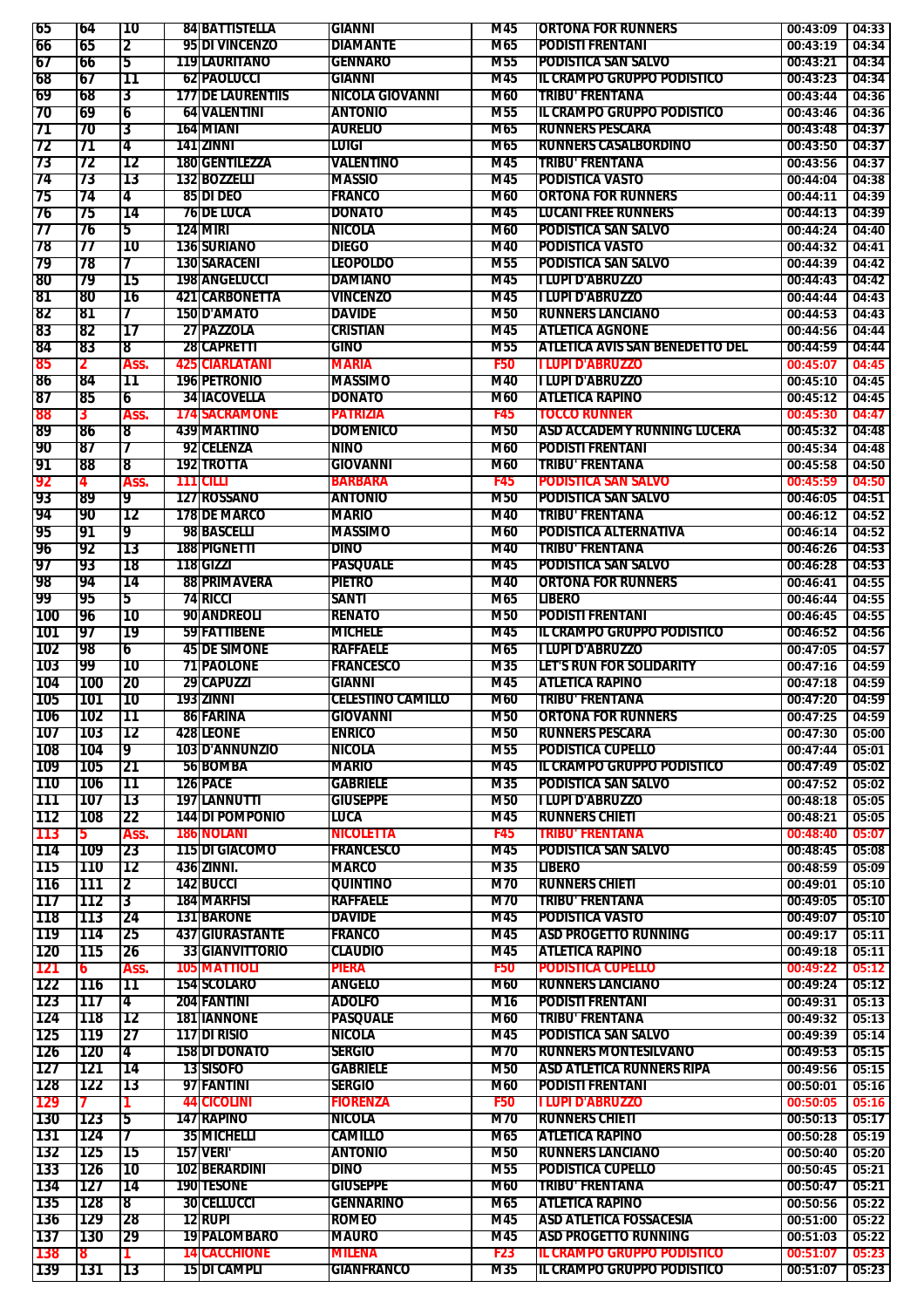| | | | | | | | | |
|---|---|---|---|---|---|---|---|---|
| 65 | 64 | 10 | 84 | BATTISTELLA | GIANNI | M45 | ORTONA FOR RUNNERS | 00:43:09 | 04:33 |
| 66 | 65 | 2 | 95 | DI VINCENZO | DIAMANTE | M65 | PODISTI FRENTANI | 00:43:19 | 04:34 |
| 67 | 66 | 5 | 119 | LAURITANO | GENNARO | M55 | PODISTICA SAN SALVO | 00:43:21 | 04:34 |
| 68 | 67 | 11 | 62 | PAOLUCCI | GIANNI | M45 | IL CRAMPO GRUPPO PODISTICO | 00:43:23 | 04:34 |
| 69 | 68 | 3 | 177 | DE LAURENTIIS | NICOLA GIOVANNI | M60 | TRIBU' FRENTANA | 00:43:44 | 04:36 |
| 70 | 69 | 6 | 64 | VALENTINI | ANTONIO | M55 | IL CRAMPO GRUPPO PODISTICO | 00:43:46 | 04:36 |
| 71 | 70 | 3 | 164 | MIANI | AURELIO | M65 | RUNNERS PESCARA | 00:43:48 | 04:37 |
| 72 | 71 | 4 | 141 | ZINNI | LUIGI | M65 | RUNNERS CASALBORDINO | 00:43:50 | 04:37 |
| 73 | 72 | 12 | 180 | GENTILEZZA | VALENTINO | M45 | TRIBU' FRENTANA | 00:43:56 | 04:37 |
| 74 | 73 | 13 | 132 | BOZZELLI | MASSIO | M45 | PODISTICA VASTO | 00:44:04 | 04:38 |
| 75 | 74 | 4 | 85 | DI DEO | FRANCO | M60 | ORTONA FOR RUNNERS | 00:44:11 | 04:39 |
| 76 | 75 | 14 | 76 | DE LUCA | DONATO | M45 | LUCANI FREE RUNNERS | 00:44:13 | 04:39 |
| 77 | 76 | 5 | 124 | MIRI | NICOLA | M60 | PODISTICA SAN SALVO | 00:44:24 | 04:40 |
| 78 | 77 | 10 | 136 | SURIANO | DIEGO | M40 | PODISTICA VASTO | 00:44:32 | 04:41 |
| 79 | 78 | 7 | 130 | SARACENI | LEOPOLDO | M55 | PODISTICA SAN SALVO | 00:44:39 | 04:42 |
| 80 | 79 | 15 | 198 | ANGELUCCI | DAMIANO | M45 | I LUPI D'ABRUZZO | 00:44:43 | 04:42 |
| 81 | 80 | 16 | 421 | CARBONETTA | VINCENZO | M45 | I LUPI D'ABRUZZO | 00:44:44 | 04:43 |
| 82 | 81 | 7 | 150 | D'AMATO | DAVIDE | M50 | RUNNERS LANCIANO | 00:44:53 | 04:43 |
| 83 | 82 | 17 | 27 | PAZZOLA | CRISTIAN | M45 | ATLETICA AGNONE | 00:44:56 | 04:44 |
| 84 | 83 | 8 | 28 | CAPRETTI | GINO | M55 | ATLETICA AVIS SAN BENEDETTO DEL | 00:44:59 | 04:44 |
| 85 | 2 | Ass. | 425 | CIARLATANI | MARIA | F50 | I LUPI D'ABRUZZO | 00:45:07 | 04:45 |
| 86 | 84 | 11 | 196 | PETRONIO | MASSIMO | M40 | I LUPI D'ABRUZZO | 00:45:10 | 04:45 |
| 87 | 85 | 6 | 34 | IACOVELLA | DONATO | M60 | ATLETICA RAPINO | 00:45:12 | 04:45 |
| 88 | 3 | Ass. | 174 | SACRAMONE | PATRIZIA | F45 | TOCCO RUNNER | 00:45:30 | 04:47 |
| 89 | 86 | 8 | 439 | MARTINO | DOMENICO | M50 | ASD ACCADEMY RUNNING LUCERA | 00:45:32 | 04:48 |
| 90 | 87 | 7 | 92 | CELENZA | NINO | M60 | PODISTI FRENTANI | 00:45:34 | 04:48 |
| 91 | 88 | 8 | 192 | TROTTA | GIOVANNI | M60 | TRIBU' FRENTANA | 00:45:58 | 04:50 |
| 92 | 4 | Ass. | 111 | CILLI | BARBARA | F45 | PODISTICA SAN SALVO | 00:45:59 | 04:50 |
| 93 | 89 | 9 | 127 | ROSSANO | ANTONIO | M50 | PODISTICA SAN SALVO | 00:46:05 | 04:51 |
| 94 | 90 | 12 | 178 | DE MARCO | MARIO | M40 | TRIBU' FRENTANA | 00:46:12 | 04:52 |
| 95 | 91 | 9 | 98 | BASCELLI | MASSIMO | M60 | PODISTICA ALTERNATIVA | 00:46:14 | 04:52 |
| 96 | 92 | 13 | 188 | PIGNETTI | DINO | M40 | TRIBU' FRENTANA | 00:46:26 | 04:53 |
| 97 | 93 | 18 | 118 | GIZZI | PASQUALE | M45 | PODISTICA SAN SALVO | 00:46:28 | 04:53 |
| 98 | 94 | 14 | 88 | PRIMAVERA | PIETRO | M40 | ORTONA FOR RUNNERS | 00:46:41 | 04:55 |
| 99 | 95 | 5 | 74 | RICCI | SANTI | M65 | LIBERO | 00:46:44 | 04:55 |
| 100 | 96 | 10 | 90 | ANDREOLI | RENATO | M50 | PODISTI FRENTANI | 00:46:45 | 04:55 |
| 101 | 97 | 19 | 59 | FATTIBENE | MICHELE | M45 | IL CRAMPO GRUPPO PODISTICO | 00:46:52 | 04:56 |
| 102 | 98 | 6 | 45 | DE SIMONE | RAFFAELE | M65 | I LUPI D'ABRUZZO | 00:47:05 | 04:57 |
| 103 | 99 | 10 | 71 | PAOLONE | FRANCESCO | M35 | LET'S RUN FOR SOLIDARITY | 00:47:16 | 04:59 |
| 104 | 100 | 20 | 29 | CAPUZZI | GIANNI | M45 | ATLETICA RAPINO | 00:47:18 | 04:59 |
| 105 | 101 | 10 | 193 | ZINNI | CELESTINO CAMILLO | M60 | TRIBU' FRENTANA | 00:47:20 | 04:59 |
| 106 | 102 | 11 | 86 | FARINA | GIOVANNI | M50 | ORTONA FOR RUNNERS | 00:47:25 | 04:59 |
| 107 | 103 | 12 | 428 | LEONE | ENRICO | M50 | RUNNERS PESCARA | 00:47:30 | 05:00 |
| 108 | 104 | 9 | 103 | D'ANNUNZIO | NICOLA | M55 | PODISTICA CUPELLO | 00:47:44 | 05:01 |
| 109 | 105 | 21 | 56 | BOMBA | MARIO | M45 | IL CRAMPO GRUPPO PODISTICO | 00:47:49 | 05:02 |
| 110 | 106 | 11 | 126 | PACE | GABRIELE | M35 | PODISTICA SAN SALVO | 00:47:52 | 05:02 |
| 111 | 107 | 13 | 197 | LANNUTTI | GIUSEPPE | M50 | I LUPI D'ABRUZZO | 00:48:18 | 05:05 |
| 112 | 108 | 22 | 144 | DI POMPONIO | LUCA | M45 | RUNNERS CHIETI | 00:48:21 | 05:05 |
| 113 | 5 | Ass. | 186 | NOLANI | NICOLETTA | F45 | TRIBU' FRENTANA | 00:48:40 | 05:07 |
| 114 | 109 | 23 | 115 | DI GIACOMO | FRANCESCO | M45 | PODISTICA SAN SALVO | 00:48:45 | 05:08 |
| 115 | 110 | 12 | 436 | ZINNI. | MARCO | M35 | LIBERO | 00:48:59 | 05:09 |
| 116 | 111 | 2 | 142 | BUCCI | QUINTINO | M70 | RUNNERS CHIETI | 00:49:01 | 05:10 |
| 117 | 112 | 3 | 184 | MARFISI | RAFFAELE | M70 | TRIBU' FRENTANA | 00:49:05 | 05:10 |
| 118 | 113 | 24 | 131 | BARONE | DAVIDE | M45 | PODISTICA VASTO | 00:49:07 | 05:10 |
| 119 | 114 | 25 | 437 | GIURASTANTE | FRANCO | M45 | ASD PROGETTO RUNNING | 00:49:17 | 05:11 |
| 120 | 115 | 26 | 33 | GIANVITTORIO | CLAUDIO | M45 | ATLETICA RAPINO | 00:49:18 | 05:11 |
| 121 | 6 | Ass. | 105 | MATTIOLI | PIERA | F50 | PODISTICA CUPELLO | 00:49:22 | 05:12 |
| 122 | 116 | 11 | 154 | SCOLARO | ANGELO | M60 | RUNNERS LANCIANO | 00:49:24 | 05:12 |
| 123 | 117 | 4 | 204 | FANTINI | ADOLFO | M16 | PODISTI FRENTANI | 00:49:31 | 05:13 |
| 124 | 118 | 12 | 181 | IANNONE | PASQUALE | M60 | TRIBU' FRENTANA | 00:49:32 | 05:13 |
| 125 | 119 | 27 | 117 | DI RISIO | NICOLA | M45 | PODISTICA SAN SALVO | 00:49:39 | 05:14 |
| 126 | 120 | 4 | 158 | DI DONATO | SERGIO | M70 | RUNNERS MONTESILVANO | 00:49:53 | 05:15 |
| 127 | 121 | 14 | 13 | SISOFO | GABRIELE | M50 | ASD ATLETICA RUNNERS RIPA | 00:49:56 | 05:15 |
| 128 | 122 | 13 | 97 | FANTINI | SERGIO | M60 | PODISTI FRENTANI | 00:50:01 | 05:16 |
| 129 | 7 | 1 | 44 | CICOLINI | FIORENZA | F50 | I LUPI D'ABRUZZO | 00:50:05 | 05:16 |
| 130 | 123 | 5 | 147 | RAPINO | NICOLA | M70 | RUNNERS CHIETI | 00:50:13 | 05:17 |
| 131 | 124 | 7 | 35 | MICHELLI | CAMILLO | M65 | ATLETICA RAPINO | 00:50:28 | 05:19 |
| 132 | 125 | 15 | 157 | VERI' | ANTONIO | M50 | RUNNERS LANCIANO | 00:50:40 | 05:20 |
| 133 | 126 | 10 | 102 | BERARDINI | DINO | M55 | PODISTICA CUPELLO | 00:50:45 | 05:21 |
| 134 | 127 | 14 | 190 | TESONE | GIUSEPPE | M60 | TRIBU' FRENTANA | 00:50:47 | 05:21 |
| 135 | 128 | 8 | 30 | CELLUCCI | GENNARINO | M65 | ATLETICA RAPINO | 00:50:56 | 05:22 |
| 136 | 129 | 28 | 12 | RUPI | ROMEO | M45 | ASD ATLETICA FOSSACESIA | 00:51:00 | 05:22 |
| 137 | 130 | 29 | 19 | PALOMBARO | MAURO | M45 | ASD PROGETTO RUNNING | 00:51:03 | 05:22 |
| 138 | 8 | 1 | 14 | CACCHIONE | MILENA | F23 | IL CRAMPO GRUPPO PODISTICO | 00:51:07 | 05:23 |
| 139 | 131 | 13 | 15 | DI CAMPLI | GIANFRANCO | M35 | IL CRAMPO GRUPPO PODISTICO | 00:51:07 | 05:23 |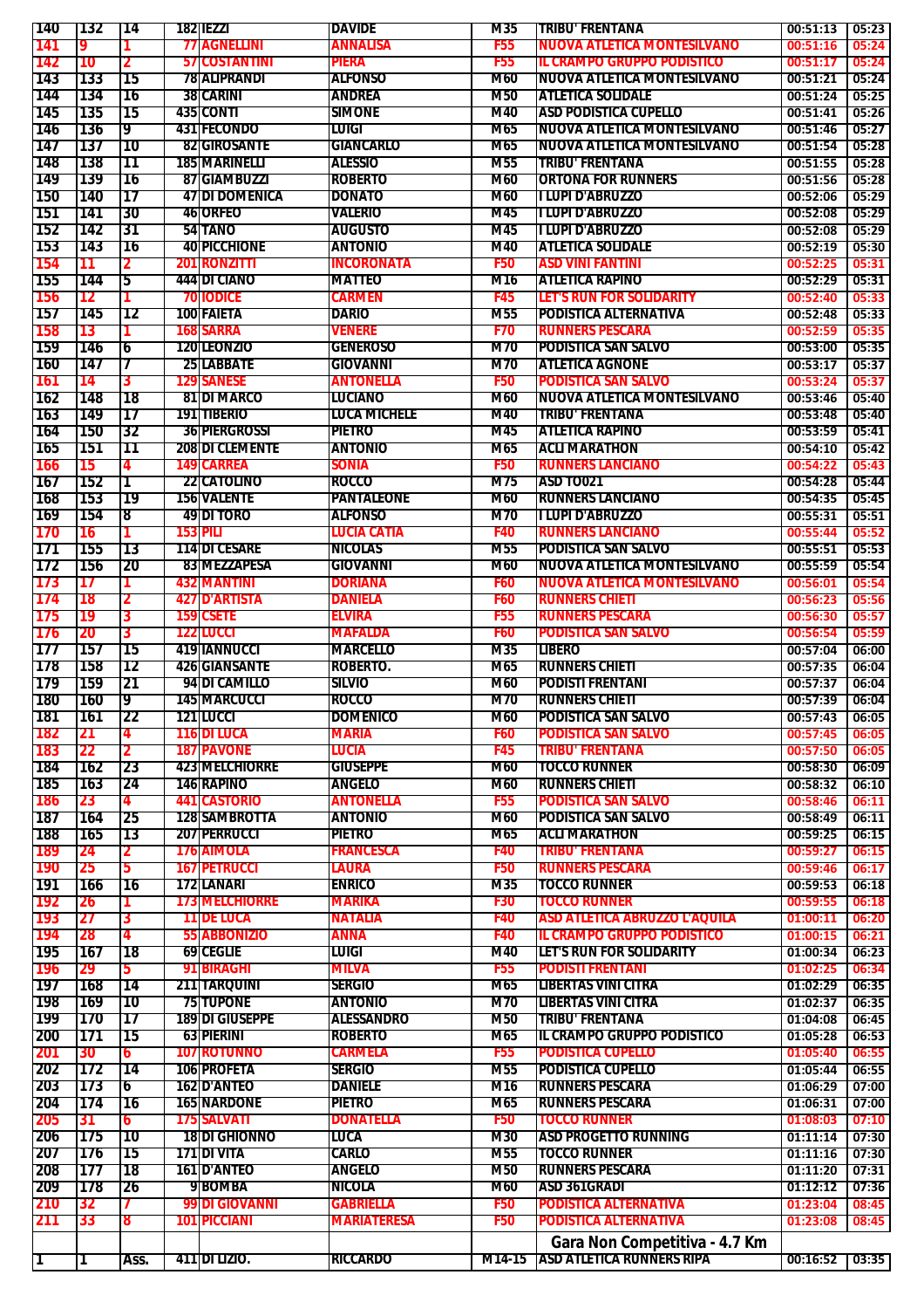| | | | | | | | | | |
|---|---|---|---|---|---|---|---|---|---|
| 140 | 132 | 14 | 182 | IEZZI | DAVIDE | M35 | TRIBU' FRENTANA | 00:51:13 | 05:23 |
| 141 | 9 | 1 | 77 | AGNELLINI | ANNALISA | F55 | NUOVA ATLETICA MONTESILVANO | 00:51:16 | 05:24 |
| 142 | 10 | 2 | 57 | COSTANTINI | PIERA | F55 | IL CRAMPO GRUPPO PODISTICO | 00:51:17 | 05:24 |
| 143 | 133 | 15 | 78 | ALIPRANDI | ALFONSO | M60 | NUOVA ATLETICA MONTESILVANO | 00:51:21 | 05:24 |
| 144 | 134 | 16 | 38 | CARINI | ANDREA | M50 | ATLETICA SOLIDALE | 00:51:24 | 05:25 |
| 145 | 135 | 15 | 435 | CONTI | SIMONE | M40 | ASD PODISTICA CUPELLO | 00:51:41 | 05:26 |
| 146 | 136 | 9 | 431 | FECONDO | LUIGI | M65 | NUOVA ATLETICA MONTESILVANO | 00:51:46 | 05:27 |
| 147 | 137 | 10 | 82 | GIROSANTE | GIANCARLO | M65 | NUOVA ATLETICA MONTESILVANO | 00:51:54 | 05:28 |
| 148 | 138 | 11 | 185 | MARINELLI | ALESSIO | M55 | TRIBU' FRENTANA | 00:51:55 | 05:28 |
| 149 | 139 | 16 | 87 | GIAMBUZZI | ROBERTO | M60 | ORTONA FOR RUNNERS | 00:51:56 | 05:28 |
| 150 | 140 | 17 | 47 | DI DOMENICA | DONATO | M60 | I LUPI D'ABRUZZO | 00:52:06 | 05:29 |
| 151 | 141 | 30 | 46 | ORFEO | VALERIO | M45 | I LUPI D'ABRUZZO | 00:52:08 | 05:29 |
| 152 | 142 | 31 | 54 | TANO | AUGUSTO | M45 | I LUPI D'ABRUZZO | 00:52:08 | 05:29 |
| 153 | 143 | 16 | 40 | PICCHIONE | ANTONIO | M40 | ATLETICA SOLIDALE | 00:52:19 | 05:30 |
| 154 | 11 | 2 | 201 | RONZITTI | INCORONATA | F50 | ASD VINI FANTINI | 00:52:25 | 05:31 |
| 155 | 144 | 5 | 444 | DI CIANO | MATTEO | M16 | ATLETICA RAPINO | 00:52:29 | 05:31 |
| 156 | 12 | 1 | 70 | IODICE | CARMEN | F45 | LET'S RUN FOR SOLIDARITY | 00:52:40 | 05:33 |
| 157 | 145 | 12 | 100 | FAIETA | DARIO | M55 | PODISTICA ALTERNATIVA | 00:52:48 | 05:33 |
| 158 | 13 | 1 | 168 | SARRA | VENERE | F70 | RUNNERS PESCARA | 00:52:59 | 05:35 |
| 159 | 146 | 6 | 120 | LEONZIO | GENEROSO | M70 | PODISTICA SAN SALVO | 00:53:00 | 05:35 |
| 160 | 147 | 7 | 25 | LABBATE | GIOVANNI | M70 | ATLETICA AGNONE | 00:53:17 | 05:37 |
| 161 | 14 | 3 | 129 | SANESE | ANTONELLA | F50 | PODISTICA SAN SALVO | 00:53:24 | 05:37 |
| 162 | 148 | 18 | 81 | DI MARCO | LUCIANO | M60 | NUOVA ATLETICA MONTESILVANO | 00:53:46 | 05:40 |
| 163 | 149 | 17 | 191 | TIBERIO | LUCA MICHELE | M40 | TRIBU' FRENTANA | 00:53:48 | 05:40 |
| 164 | 150 | 32 | 36 | PIERGROSSI | PIETRO | M45 | ATLETICA RAPINO | 00:53:59 | 05:41 |
| 165 | 151 | 11 | 208 | DI CLEMENTE | ANTONIO | M65 | ACLI MARATHON | 00:54:10 | 05:42 |
| 166 | 15 | 4 | 149 | CARREA | SONIA | F50 | RUNNERS LANCIANO | 00:54:22 | 05:43 |
| 167 | 152 | 1 | 22 | CATOLINO | ROCCO | M75 | ASD TO021 | 00:54:28 | 05:44 |
| 168 | 153 | 19 | 156 | VALENTE | PANTALEONE | M60 | RUNNERS LANCIANO | 00:54:35 | 05:45 |
| 169 | 154 | 8 | 49 | DI TORO | ALFONSO | M70 | I LUPI D'ABRUZZO | 00:55:31 | 05:51 |
| 170 | 16 | 1 | 153 | PILI | LUCIA CATIA | F40 | RUNNERS LANCIANO | 00:55:44 | 05:52 |
| 171 | 155 | 13 | 114 | DI CESARE | NICOLAS | M55 | PODISTICA SAN SALVO | 00:55:51 | 05:53 |
| 172 | 156 | 20 | 83 | MEZZAPESA | GIOVANNI | M60 | NUOVA ATLETICA MONTESILVANO | 00:55:59 | 05:54 |
| 173 | 17 | 1 | 432 | MANTINI | DORIANA | F60 | NUOVA ATLETICA MONTESILVANO | 00:56:01 | 05:54 |
| 174 | 18 | 2 | 427 | D'ARTISTA | DANIELA | F60 | RUNNERS CHIETI | 00:56:23 | 05:56 |
| 175 | 19 | 3 | 159 | CSETE | ELVIRA | F55 | RUNNERS PESCARA | 00:56:30 | 05:57 |
| 176 | 20 | 3 | 122 | LUCCI | MAFALDA | F60 | PODISTICA SAN SALVO | 00:56:54 | 05:59 |
| 177 | 157 | 15 | 419 | IANNUCCI | MARCELLO | M35 | LIBERO | 00:57:04 | 06:00 |
| 178 | 158 | 12 | 426 | GIANSANTE | ROBERTO. | M65 | RUNNERS CHIETI | 00:57:35 | 06:04 |
| 179 | 159 | 21 | 94 | DI CAMILLO | SILVIO | M60 | PODISTI FRENTANI | 00:57:37 | 06:04 |
| 180 | 160 | 9 | 145 | MARCUCCI | ROCCO | M70 | RUNNERS CHIETI | 00:57:39 | 06:04 |
| 181 | 161 | 22 | 121 | LUCCI | DOMENICO | M60 | PODISTICA SAN SALVO | 00:57:43 | 06:05 |
| 182 | 21 | 4 | 116 | DI LUCA | MARIA | F60 | PODISTICA SAN SALVO | 00:57:45 | 06:05 |
| 183 | 22 | 2 | 187 | PAVONE | LUCIA | F45 | TRIBU' FRENTANA | 00:57:50 | 06:05 |
| 184 | 162 | 23 | 423 | MELCHIORRE | GIUSEPPE | M60 | TOCCO RUNNER | 00:58:30 | 06:09 |
| 185 | 163 | 24 | 146 | RAPINO | ANGELO | M60 | RUNNERS CHIETI | 00:58:32 | 06:10 |
| 186 | 23 | 4 | 441 | CASTORIO | ANTONELLA | F55 | PODISTICA SAN SALVO | 00:58:46 | 06:11 |
| 187 | 164 | 25 | 128 | SAMBROTTA | ANTONIO | M60 | PODISTICA SAN SALVO | 00:58:49 | 06:11 |
| 188 | 165 | 13 | 207 | PERRUCCI | PIETRO | M65 | ACLI MARATHON | 00:59:25 | 06:15 |
| 189 | 24 | 2 | 176 | AIMOLA | FRANCESCA | F40 | TRIBU' FRENTANA | 00:59:27 | 06:15 |
| 190 | 25 | 5 | 167 | PETRUCCI | LAURA | F50 | RUNNERS PESCARA | 00:59:46 | 06:17 |
| 191 | 166 | 16 | 172 | LANARI | ENRICO | M35 | TOCCO RUNNER | 00:59:53 | 06:18 |
| 192 | 26 | 1 | 173 | MELCHIORRE | MARIKA | F30 | TOCCO RUNNER | 00:59:55 | 06:18 |
| 193 | 27 | 3 | 11 | DE LUCA | NATALIA | F40 | ASD ATLETICA ABRUZZO L'AQUILA | 01:00:11 | 06:20 |
| 194 | 28 | 4 | 55 | ABBONIZIO | ANNA | F40 | IL CRAMPO GRUPPO PODISTICO | 01:00:15 | 06:21 |
| 195 | 167 | 18 | 69 | CEGLIE | LUIGI | M40 | LET'S RUN FOR SOLIDARITY | 01:00:34 | 06:23 |
| 196 | 29 | 5 | 91 | BIRAGHI | MILVA | F55 | PODISTI FRENTANI | 01:02:25 | 06:34 |
| 197 | 168 | 14 | 211 | TARQUINI | SERGIO | M65 | LIBERTAS VINI CITRA | 01:02:29 | 06:35 |
| 198 | 169 | 10 | 75 | TUPONE | ANTONIO | M70 | LIBERTAS VINI CITRA | 01:02:37 | 06:35 |
| 199 | 170 | 17 | 189 | DI GIUSEPPE | ALESSANDRO | M50 | TRIBU' FRENTANA | 01:04:08 | 06:45 |
| 200 | 171 | 15 | 63 | PIERINI | ROBERTO | M65 | IL CRAMPO GRUPPO PODISTICO | 01:05:28 | 06:53 |
| 201 | 30 | 6 | 107 | ROTUNNO | CARMELA | F55 | PODISTICA CUPELLO | 01:05:40 | 06:55 |
| 202 | 172 | 14 | 106 | PROFETA | SERGIO | M55 | PODISTICA CUPELLO | 01:05:44 | 06:55 |
| 203 | 173 | 6 | 162 | D'ANTEO | DANIELE | M16 | RUNNERS PESCARA | 01:06:29 | 07:00 |
| 204 | 174 | 16 | 165 | NARDONE | PIETRO | M65 | RUNNERS PESCARA | 01:06:31 | 07:00 |
| 205 | 31 | 6 | 175 | SALVATI | DONATELLA | F50 | TOCCO RUNNER | 01:08:03 | 07:10 |
| 206 | 175 | 10 | 18 | DI GHIONNO | LUCA | M30 | ASD PROGETTO RUNNING | 01:11:14 | 07:30 |
| 207 | 176 | 15 | 171 | DI VITA | CARLO | M55 | TOCCO RUNNER | 01:11:16 | 07:30 |
| 208 | 177 | 18 | 161 | D'ANTEO | ANGELO | M50 | RUNNERS PESCARA | 01:11:20 | 07:31 |
| 209 | 178 | 26 | 9 | BOMBA | NICOLA | M60 | ASD 361GRADI | 01:12:12 | 07:36 |
| 210 | 32 | 7 | 99 | DI GIOVANNI | GABRIELLA | F50 | PODISTICA ALTERNATIVA | 01:23:04 | 08:45 |
| 211 | 33 | 8 | 101 | PICCIANI | MARIATERESA | F50 | PODISTICA ALTERNATIVA | 01:23:08 | 08:45 |
| | | | | | | | **Gara Non Competitiva - 4.7 Km** | | |
| 1 | 1 | Ass. | 411 | DI LIZIO. | RICCARDO | M14-15 | ASD ATLETICA RUNNERS RIPA | 00:16:52 | 03:35 |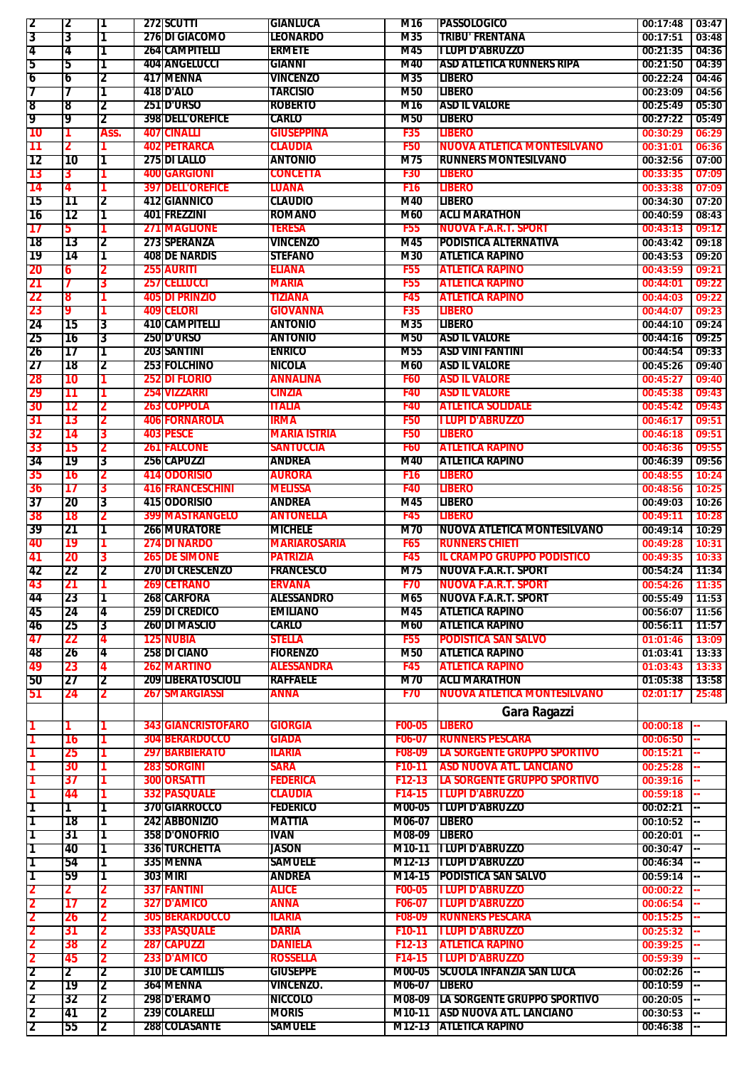| 2 | 2 | 1 | 272 | SCUTTI | GIANLUCA | M16 | PASSOLOGICO | 00:17:48 | 03:47 |
|---|---|---|---|---|---|---|---|---|---|
| 3 | 3 | 1 | 276 | DI GIACOMO | LEONARDO | M35 | TRIBU' FRENTANA | 00:17:51 | 03:48 |
| 4 | 4 | 1 | 264 | CAMPITELLI | ERMETE | M45 | I LUPI D'ABRUZZO | 00:21:35 | 04:36 |
| 5 | 5 | 1 | 404 | ANGELUCCI | GIANNI | M40 | ASD ATLETICA RUNNERS RIPA | 00:21:50 | 04:39 |
| 6 | 6 | 2 | 417 | MENNA | VINCENZO | M35 | LIBERO | 00:22:24 | 04:46 |
| 7 | 7 | 1 | 418 | D'ALO | TARCISIO | M50 | LIBERO | 00:23:09 | 04:56 |
| 8 | 8 | 2 | 251 | D'URSO | ROBERTO | M16 | ASD IL VALORE | 00:25:49 | 05:30 |
| 9 | 9 | 2 | 398 | DELL'OREFICE | CARLO | M50 | LIBERO | 00:27:22 | 05:49 |
| 10 | 1 | Ass. | 407 | CINALLI | GIUSEPPINA | F35 | LIBERO | 00:30:29 | 06:29 |
| 11 | 2 | 1 | 402 | PETRARCA | CLAUDIA | F50 | NUOVA ATLETICA MONTESILVANO | 00:31:01 | 06:36 |
| 12 | 10 | 1 | 275 | DI LALLO | ANTONIO | M75 | RUNNERS MONTESILVANO | 00:32:56 | 07:00 |
| 13 | 3 | 1 | 400 | GARGIONI | CONCETTA | F30 | LIBERO | 00:33:35 | 07:09 |
| 14 | 4 | 1 | 397 | DELL'OREFICE | LUANA | F16 | LIBERO | 00:33:38 | 07:09 |
| 15 | 11 | 2 | 412 | GIANNICO | CLAUDIO | M40 | LIBERO | 00:34:30 | 07:20 |
| 16 | 12 | 1 | 401 | FREZZINI | ROMANO | M60 | ACLI MARATHON | 00:40:59 | 08:43 |
| 17 | 5 | 1 | 271 | MAGLIONE | TERESA | F55 | NUOVA F.A.R.T. SPORT | 00:43:13 | 09:12 |
| 18 | 13 | 2 | 273 | SPERANZA | VINCENZO | M45 | PODISTICA ALTERNATIVA | 00:43:42 | 09:18 |
| 19 | 14 | 1 | 408 | DE NARDIS | STEFANO | M30 | ATLETICA RAPINO | 00:43:53 | 09:20 |
| 20 | 6 | 2 | 255 | AURITI | ELIANA | F55 | ATLETICA RAPINO | 00:43:59 | 09:21 |
| 21 | 7 | 3 | 257 | CELLUCCI | MARIA | F55 | ATLETICA RAPINO | 00:44:01 | 09:22 |
| 22 | 8 | 1 | 405 | DI PRINZIO | TIZIANA | F45 | ATLETICA RAPINO | 00:44:03 | 09:22 |
| 23 | 9 | 1 | 409 | CELORI | GIOVANNA | F35 | LIBERO | 00:44:07 | 09:23 |
| 24 | 15 | 3 | 410 | CAMPITELLI | ANTONIO | M35 | LIBERO | 00:44:10 | 09:24 |
| 25 | 16 | 3 | 250 | D'URSO | ANTONIO | M50 | ASD IL VALORE | 00:44:16 | 09:25 |
| 26 | 17 | 1 | 203 | SANTINI | ENRICO | M55 | ASD VINI FANTINI | 00:44:54 | 09:33 |
| 27 | 18 | 2 | 253 | FOLCHINO | NICOLA | M60 | ASD IL VALORE | 00:45:26 | 09:40 |
| 28 | 10 | 1 | 252 | DI FLORIO | ANNALINA | F60 | ASD IL VALORE | 00:45:27 | 09:40 |
| 29 | 11 | 1 | 254 | VIZZARRI | CINZIA | F40 | ASD IL VALORE | 00:45:38 | 09:43 |
| 30 | 12 | 2 | 263 | COPPOLA | ITALIA | F40 | ATLETICA SOLIDALE | 00:45:42 | 09:43 |
| 31 | 13 | 2 | 406 | FORNAROLA | IRMA | F50 | I LUPI D'ABRUZZO | 00:46:17 | 09:51 |
| 32 | 14 | 3 | 403 | PESCE | MARIA ISTRIA | F50 | LIBERO | 00:46:18 | 09:51 |
| 33 | 15 | 2 | 261 | FALCONE | SANTUCCIA | F60 | ATLETICA RAPINO | 00:46:36 | 09:55 |
| 34 | 19 | 3 | 256 | CAPUZZI | ANDREA | M40 | ATLETICA RAPINO | 00:46:39 | 09:56 |
| 35 | 16 | 2 | 414 | ODORISIO | AURORA | F16 | LIBERO | 00:48:55 | 10:24 |
| 36 | 17 | 3 | 416 | FRANCESCHINI | MELISSA | F40 | LIBERO | 00:48:56 | 10:25 |
| 37 | 20 | 3 | 415 | ODORISIO | ANDREA | M45 | LIBERO | 00:49:03 | 10:26 |
| 38 | 18 | 2 | 399 | MASTRANGELO | ANTONELLA | F45 | LIBERO | 00:49:11 | 10:28 |
| 39 | 21 | 1 | 266 | MURATORE | MICHELE | M70 | NUOVA ATLETICA MONTESILVANO | 00:49:14 | 10:29 |
| 40 | 19 | 1 | 274 | DI NARDO | MARIAROSARIA | F65 | RUNNERS CHIETI | 00:49:28 | 10:31 |
| 41 | 20 | 3 | 265 | DE SIMONE | PATRIZIA | F45 | IL CRAMPO GRUPPO PODISTICO | 00:49:35 | 10:33 |
| 42 | 22 | 2 | 270 | DI CRESCENZO | FRANCESCO | M75 | NUOVA F.A.R.T. SPORT | 00:54:24 | 11:34 |
| 43 | 21 | 1 | 269 | CETRANO | ERVANA | F70 | NUOVA F.A.R.T. SPORT | 00:54:26 | 11:35 |
| 44 | 23 | 1 | 268 | CARFORA | ALESSANDRO | M65 | NUOVA F.A.R.T. SPORT | 00:55:49 | 11:53 |
| 45 | 24 | 4 | 259 | DI CREDICO | EMILIANO | M45 | ATLETICA RAPINO | 00:56:07 | 11:56 |
| 46 | 25 | 3 | 260 | DI MASCIO | CARLO | M60 | ATLETICA RAPINO | 00:56:11 | 11:57 |
| 47 | 22 | 4 | 125 | NUBIA | STELLA | F55 | PODISTICA SAN SALVO | 01:01:46 | 13:09 |
| 48 | 26 | 4 | 258 | DI CIANO | FIORENZO | M50 | ATLETICA RAPINO | 01:03:41 | 13:33 |
| 49 | 23 | 4 | 262 | MARTINO | ALESSANDRA | F45 | ATLETICA RAPINO | 01:03:43 | 13:33 |
| 50 | 27 | 2 | 209 | LIBERATOSCIOLI | RAFFAELE | M70 | ACLI MARATHON | 01:05:38 | 13:58 |
| 51 | 24 | 2 | 267 | SMARGIASSI | ANNA | F70 | NUOVA ATLETICA MONTESILVANO | 02:01:17 | 25:48 |
| | | | | | | | **Gara Ragazzi** | | |
| 1 | 1 | 1 | 343 | GIANCRISTOFARO | GIORGIA | F00-05 | LIBERO | 00:00:18 | -- |
| 1 | 16 | 1 | 304 | BERARDOCCO | GIADA | F06-07 | RUNNERS PESCARA | 00:06:50 | -- |
| 1 | 25 | 1 | 297 | BARBIERATO | ILARIA | F08-09 | LA SORGENTE GRUPPO SPORTIVO | 00:15:21 | -- |
| 1 | 30 | 1 | 283 | SORGINI | SARA | F10-11 | ASD NUOVA ATL. LANCIANO | 00:25:28 | -- |
| 1 | 37 | 1 | 300 | ORSATTI | FEDERICA | F12-13 | LA SORGENTE GRUPPO SPORTIVO | 00:39:16 | -- |
| 1 | 44 | 1 | 332 | PASQUALE | CLAUDIA | F14-15 | I LUPI D'ABRUZZO | 00:59:18 | -- |
| 1 | 1 | 1 | 370 | GIARROCCO | FEDERICO | M00-05 | I LUPI D'ABRUZZO | 00:02:21 | -- |
| 1 | 18 | 1 | 242 | ABBONIZIO | MATTIA | M06-07 | LIBERO | 00:10:52 | -- |
| 1 | 31 | 1 | 358 | D'ONOFRIO | IVAN | M08-09 | LIBERO | 00:20:01 | -- |
| 1 | 40 | 1 | 336 | TURCHETTA | JASON | M10-11 | I LUPI D'ABRUZZO | 00:30:47 | -- |
| 1 | 54 | 1 | 335 | MENNA | SAMUELE | M12-13 | I LUPI D'ABRUZZO | 00:46:34 | -- |
| 1 | 59 | 1 | 303 | MIRI | ANDREA | M14-15 | PODISTICA SAN SALVO | 00:59:14 | -- |
| 2 | 2 | 2 | 337 | FANTINI | ALICE | F00-05 | I LUPI D'ABRUZZO | 00:00:22 | -- |
| 2 | 17 | 2 | 327 | D'AMICO | ANNA | F06-07 | I LUPI D'ABRUZZO | 00:06:54 | -- |
| 2 | 26 | 2 | 305 | BERARDOCCO | ILARIA | F08-09 | RUNNERS PESCARA | 00:15:25 | -- |
| 2 | 31 | 2 | 333 | PASQUALE | DARIA | F10-11 | I LUPI D'ABRUZZO | 00:25:32 | -- |
| 2 | 38 | 2 | 287 | CAPUZZI | DANIELA | F12-13 | ATLETICA RAPINO | 00:39:25 | -- |
| 2 | 45 | 2 | 233 | D'AMICO | ROSSELLA | F14-15 | I LUPI D'ABRUZZO | 00:59:39 | -- |
| 2 | 2 | 2 | 310 | DE CAMILLIS | GIUSEPPE | M00-05 | SCUOLA INFANZIA SAN LUCA | 00:02:26 | -- |
| 2 | 19 | 2 | 364 | MENNA | VINCENZO. | M06-07 | LIBERO | 00:10:59 | -- |
| 2 | 32 | 2 | 298 | D'ERAMO | NICCOLO | M08-09 | LA SORGENTE GRUPPO SPORTIVO | 00:20:05 | -- |
| 2 | 41 | 2 | 239 | COLARELLI | MORIS | M10-11 | ASD NUOVA ATL. LANCIANO | 00:30:53 | -- |
| 2 | 55 | 2 | 288 | COLASANTE | SAMUELE | M12-13 | ATLETICA RAPINO | 00:46:38 | -- |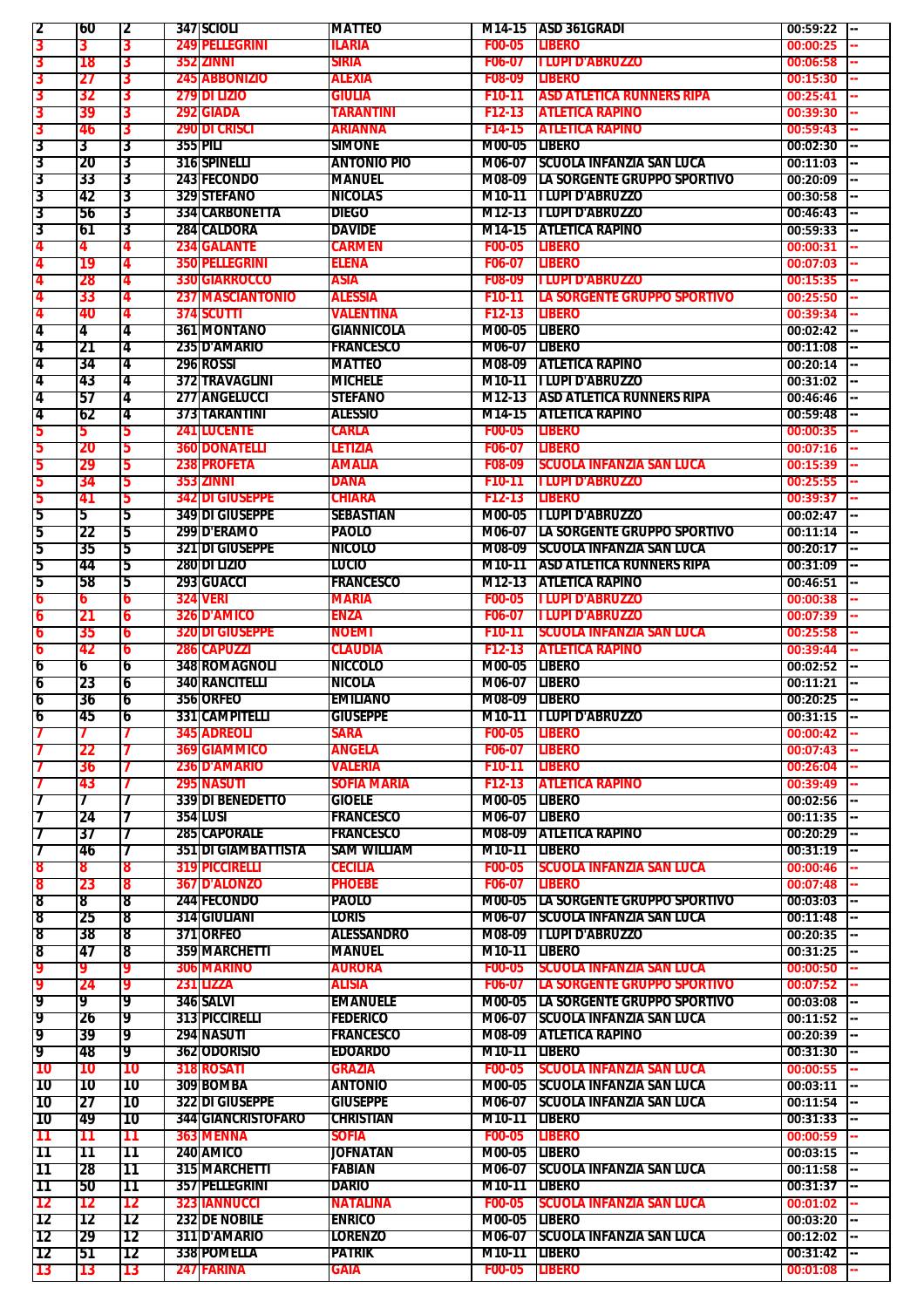| | | | | | | | | |
|---|---|---|---|---|---|---|---|---|
| 2 | 60 | 2 | 347 | SCIOLI | MATTEO | M14-15 | ASD 361GRADI | 00:59:22 | -- |
| 3 | 3 | 3 | 249 | PELLEGRINI | ILARIA | F00-05 | LIBERO | 00:00:25 | -- |
| 3 | 18 | 3 | 352 | ZINNI | SIRIA | F06-07 | I LUPI D'ABRUZZO | 00:06:58 | -- |
| 3 | 27 | 3 | 245 | ABBONIZIO | ALEXIA | F08-09 | LIBERO | 00:15:30 | -- |
| 3 | 32 | 3 | 279 | DI LIZIO | GIULIA | F10-11 | ASD ATLETICA RUNNERS RIPA | 00:25:41 | -- |
| 3 | 39 | 3 | 292 | GIADA | TARANTINI | F12-13 | ATLETICA RAPINO | 00:39:30 | -- |
| 3 | 46 | 3 | 290 | DI CRISCI | ARIANNA | F14-15 | ATLETICA RAPINO | 00:59:43 | -- |
| 3 | 3 | 3 | 355 | PILI | SIMONE | M00-05 | LIBERO | 00:02:30 | -- |
| 3 | 20 | 3 | 316 | SPINELLI | ANTONIO PIO | M06-07 | SCUOLA INFANZIA SAN LUCA | 00:11:03 | -- |
| 3 | 33 | 3 | 243 | FECONDO | MANUEL | M08-09 | LA SORGENTE GRUPPO SPORTIVO | 00:20:09 | -- |
| 3 | 42 | 3 | 329 | STEFANO | NICOLAS | M10-11 | I LUPI D'ABRUZZO | 00:30:58 | -- |
| 3 | 56 | 3 | 334 | CARBONETTA | DIEGO | M12-13 | I LUPI D'ABRUZZO | 00:46:43 | -- |
| 3 | 61 | 3 | 284 | CALDORA | DAVIDE | M14-15 | ATLETICA RAPINO | 00:59:33 | -- |
| 4 | 4 | 4 | 234 | GALANTE | CARMEN | F00-05 | LIBERO | 00:00:31 | -- |
| 4 | 19 | 4 | 350 | PELLEGRINI | ELENA | F06-07 | LIBERO | 00:07:03 | -- |
| 4 | 28 | 4 | 330 | GIARROCCO | ASIA | F08-09 | I LUPI D'ABRUZZO | 00:15:35 | -- |
| 4 | 33 | 4 | 237 | MASCIANTONIO | ALESSIA | F10-11 | LA SORGENTE GRUPPO SPORTIVO | 00:25:50 | -- |
| 4 | 40 | 4 | 374 | SCUTTI | VALENTINA | F12-13 | LIBERO | 00:39:34 | -- |
| 4 | 4 | 4 | 361 | MONTANO | GIANNICOLA | M00-05 | LIBERO | 00:02:42 | -- |
| 4 | 21 | 4 | 235 | D'AMARIO | FRANCESCO | M06-07 | LIBERO | 00:11:08 | -- |
| 4 | 34 | 4 | 296 | ROSSI | MATTEO | M08-09 | ATLETICA RAPINO | 00:20:14 | -- |
| 4 | 43 | 4 | 372 | TRAVAGLINI | MICHELE | M10-11 | I LUPI D'ABRUZZO | 00:31:02 | -- |
| 4 | 57 | 4 | 277 | ANGELUCCI | STEFANO | M12-13 | ASD ATLETICA RUNNERS RIPA | 00:46:46 | -- |
| 4 | 62 | 4 | 373 | TARANTINI | ALESSIO | M14-15 | ATLETICA RAPINO | 00:59:48 | -- |
| 5 | 5 | 5 | 241 | LUCENTE | CARLA | F00-05 | LIBERO | 00:00:35 | -- |
| 5 | 20 | 5 | 360 | DONATELLI | LETIZIA | F06-07 | LIBERO | 00:07:16 | -- |
| 5 | 29 | 5 | 238 | PROFETA | AMALIA | F08-09 | SCUOLA INFANZIA SAN LUCA | 00:15:39 | -- |
| 5 | 34 | 5 | 353 | ZINNI | DANA | F10-11 | I LUPI D'ABRUZZO | 00:25:55 | -- |
| 5 | 41 | 5 | 342 | DI GIUSEPPE | CHIARA | F12-13 | LIBERO | 00:39:37 | -- |
| 5 | 5 | 5 | 349 | DI GIUSEPPE | SEBASTIAN | M00-05 | I LUPI D'ABRUZZO | 00:02:47 | -- |
| 5 | 22 | 5 | 299 | D'ERAMO | PAOLO | M06-07 | LA SORGENTE GRUPPO SPORTIVO | 00:11:14 | -- |
| 5 | 35 | 5 | 321 | DI GIUSEPPE | NICOLO | M08-09 | SCUOLA INFANZIA SAN LUCA | 00:20:17 | -- |
| 5 | 44 | 5 | 280 | DI LIZIO | LUCIO | M10-11 | ASD ATLETICA RUNNERS RIPA | 00:31:09 | -- |
| 5 | 58 | 5 | 293 | GUACCI | FRANCESCO | M12-13 | ATLETICA RAPINO | 00:46:51 | -- |
| 6 | 6 | 6 | 324 | VERI | MARIA | F00-05 | I LUPI D'ABRUZZO | 00:00:38 | -- |
| 6 | 21 | 6 | 326 | D'AMICO | ENZA | F06-07 | I LUPI D'ABRUZZO | 00:07:39 | -- |
| 6 | 35 | 6 | 320 | DI GIUSEPPE | NOEMI | F10-11 | SCUOLA INFANZIA SAN LUCA | 00:25:58 | -- |
| 6 | 42 | 6 | 286 | CAPUZZI | CLAUDIA | F12-13 | ATLETICA RAPINO | 00:39:44 | -- |
| 6 | 6 | 6 | 348 | ROMAGNOLI | NICCOLO | M00-05 | LIBERO | 00:02:52 | -- |
| 6 | 23 | 6 | 340 | RANCITELLI | NICOLA | M06-07 | LIBERO | 00:11:21 | -- |
| 6 | 36 | 6 | 356 | ORFEO | EMILIANO | M08-09 | LIBERO | 00:20:25 | -- |
| 6 | 45 | 6 | 331 | CAMPITELLI | GIUSEPPE | M10-11 | I LUPI D'ABRUZZO | 00:31:15 | -- |
| 7 | 7 | 7 | 345 | ADREOLI | SARA | F00-05 | LIBERO | 00:00:42 | -- |
| 7 | 22 | 7 | 369 | GIAMMICO | ANGELA | F06-07 | LIBERO | 00:07:43 | -- |
| 7 | 36 | 7 | 236 | D'AMARIO | VALERIA | F10-11 | LIBERO | 00:26:04 | -- |
| 7 | 43 | 7 | 295 | NASUTI | SOFIA MARIA | F12-13 | ATLETICA RAPINO | 00:39:49 | -- |
| 7 | 7 | 7 | 339 | DI BENEDETTO | GIOELE | M00-05 | LIBERO | 00:02:56 | -- |
| 7 | 24 | 7 | 354 | LUSI | FRANCESCO | M06-07 | LIBERO | 00:11:35 | -- |
| 7 | 37 | 7 | 285 | CAPORALE | FRANCESCO | M08-09 | ATLETICA RAPINO | 00:20:29 | -- |
| 7 | 46 | 7 | 351 | DI GIAMBATTISTA | SAM WILLIAM | M10-11 | LIBERO | 00:31:19 | -- |
| 8 | 8 | 8 | 319 | PICCIRELLI | CECILIA | F00-05 | SCUOLA INFANZIA SAN LUCA | 00:00:46 | -- |
| 8 | 23 | 8 | 367 | D'ALONZO | PHOEBE | F06-07 | LIBERO | 00:07:48 | -- |
| 8 | 8 | 8 | 244 | FECONDO | PAOLO | M00-05 | LA SORGENTE GRUPPO SPORTIVO | 00:03:03 | -- |
| 8 | 25 | 8 | 314 | GIULIANI | LORIS | M06-07 | SCUOLA INFANZIA SAN LUCA | 00:11:48 | -- |
| 8 | 38 | 8 | 371 | ORFEO | ALESSANDRO | M08-09 | I LUPI D'ABRUZZO | 00:20:35 | -- |
| 8 | 47 | 8 | 359 | MARCHETTI | MANUEL | M10-11 | LIBERO | 00:31:25 | -- |
| 9 | 9 | 9 | 306 | MARINO | AURORA | F00-05 | SCUOLA INFANZIA SAN LUCA | 00:00:50 | -- |
| 9 | 24 | 9 | 231 | LIZZA | ALISIA | F06-07 | LA SORGENTE GRUPPO SPORTIVO | 00:07:52 | -- |
| 9 | 9 | 9 | 346 | SALVI | EMANUELE | M00-05 | LA SORGENTE GRUPPO SPORTIVO | 00:03:08 | -- |
| 9 | 26 | 9 | 313 | PICCIRELLI | FEDERICO | M06-07 | SCUOLA INFANZIA SAN LUCA | 00:11:52 | -- |
| 9 | 39 | 9 | 294 | NASUTI | FRANCESCO | M08-09 | ATLETICA RAPINO | 00:20:39 | -- |
| 9 | 48 | 9 | 362 | ODORISIO | EDOARDO | M10-11 | LIBERO | 00:31:30 | -- |
| 10 | 10 | 10 | 318 | ROSATI | GRAZIA | F00-05 | SCUOLA INFANZIA SAN LUCA | 00:00:55 | -- |
| 10 | 10 | 10 | 309 | BOMBA | ANTONIO | M00-05 | SCUOLA INFANZIA SAN LUCA | 00:03:11 | -- |
| 10 | 27 | 10 | 322 | DI GIUSEPPE | GIUSEPPE | M06-07 | SCUOLA INFANZIA SAN LUCA | 00:11:54 | -- |
| 10 | 49 | 10 | 344 | GIANCRISTOFARO | CHRISTIAN | M10-11 | LIBERO | 00:31:33 | -- |
| 11 | 11 | 11 | 363 | MENNA | SOFIA | F00-05 | LIBERO | 00:00:59 | -- |
| 11 | 11 | 11 | 240 | AMICO | JOFNATAN | M00-05 | LIBERO | 00:03:15 | -- |
| 11 | 28 | 11 | 315 | MARCHETTI | FABIAN | M06-07 | SCUOLA INFANZIA SAN LUCA | 00:11:58 | -- |
| 11 | 50 | 11 | 357 | PELLEGRINI | DARIO | M10-11 | LIBERO | 00:31:37 | -- |
| 12 | 12 | 12 | 323 | IANNUCCI | NATALINA | F00-05 | SCUOLA INFANZIA SAN LUCA | 00:01:02 | -- |
| 12 | 12 | 12 | 232 | DE NOBILE | ENRICO | M00-05 | LIBERO | 00:03:20 | -- |
| 12 | 29 | 12 | 311 | D'AMARIO | LORENZO | M06-07 | SCUOLA INFANZIA SAN LUCA | 00:12:02 | -- |
| 12 | 51 | 12 | 338 | POMELLA | PATRIK | M10-11 | LIBERO | 00:31:42 | -- |
| 13 | 13 | 13 | 247 | FARINA | GAIA | F00-05 | LIBERO | 00:01:08 | -- |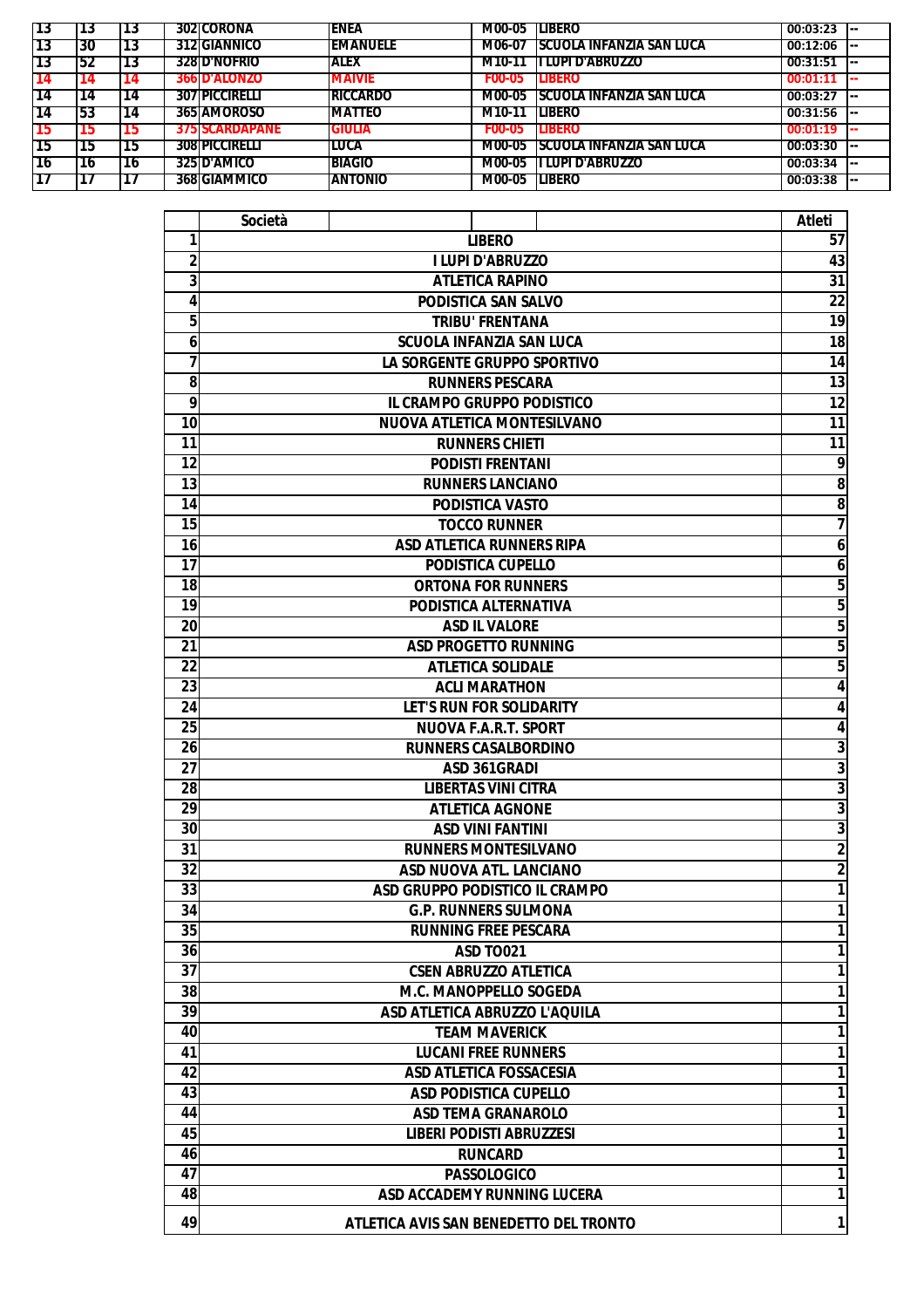| | | | | | | | | | |
|---|---|---|---|---|---|---|---|---|---|
| 13 | 13 | 13 | 302 | CORONA | ENEA | M00-05 | LIBERO | 00:03:23 | -- |
| 13 | 30 | 13 | 312 | GIANNICO | EMANUELE | M06-07 | SCUOLA INFANZIA SAN LUCA | 00:12:06 | -- |
| 13 | 52 | 13 | 328 | D'NOFRIO | ALEX | M10-11 | I LUPI D'ABRUZZO | 00:31:51 | -- |
| 14 | 14 | 14 | 366 | D'ALONZO | MAIVIE | F00-05 | LIBERO | 00:01:11 | -- |
| 14 | 14 | 14 | 307 | PICCIRELLI | RICCARDO | M00-05 | SCUOLA INFANZIA SAN LUCA | 00:03:27 | -- |
| 14 | 53 | 14 | 365 | AMOROSO | MATTEO | M10-11 | LIBERO | 00:31:56 | -- |
| 15 | 15 | 15 | 375 | SCARDAPANE | GIULIA | F00-05 | LIBERO | 00:01:19 | -- |
| 15 | 15 | 15 | 308 | PICCIRELLI | LUCA | M00-05 | SCUOLA INFANZIA SAN LUCA | 00:03:30 | -- |
| 16 | 16 | 16 | 325 | D'AMICO | BIAGIO | M00-05 | I LUPI D'ABRUZZO | 00:03:34 | -- |
| 17 | 17 | 17 | 368 | GIAMMICO | ANTONIO | M00-05 | LIBERO | 00:03:38 | -- |

| | Società | Atleti |
|---|---|---|
| 1 | LIBERO | 57 |
| 2 | I LUPI D'ABRUZZO | 43 |
| 3 | ATLETICA RAPINO | 31 |
| 4 | PODISTICA SAN SALVO | 22 |
| 5 | TRIBU' FRENTANA | 19 |
| 6 | SCUOLA INFANZIA SAN LUCA | 18 |
| 7 | LA SORGENTE GRUPPO SPORTIVO | 14 |
| 8 | RUNNERS PESCARA | 13 |
| 9 | IL CRAMPO GRUPPO PODISTICO | 12 |
| 10 | NUOVA ATLETICA MONTESILVANO | 11 |
| 11 | RUNNERS CHIETI | 11 |
| 12 | PODISTI FRENTANI | 9 |
| 13 | RUNNERS LANCIANO | 8 |
| 14 | PODISTICA VASTO | 8 |
| 15 | TOCCO RUNNER | 7 |
| 16 | ASD ATLETICA RUNNERS RIPA | 6 |
| 17 | PODISTICA CUPELLO | 6 |
| 18 | ORTONA FOR RUNNERS | 5 |
| 19 | PODISTICA ALTERNATIVA | 5 |
| 20 | ASD IL VALORE | 5 |
| 21 | ASD PROGETTO RUNNING | 5 |
| 22 | ATLETICA SOLIDALE | 5 |
| 23 | ACLI MARATHON | 4 |
| 24 | LET'S RUN FOR SOLIDARITY | 4 |
| 25 | NUOVA F.A.R.T. SPORT | 4 |
| 26 | RUNNERS CASALBORDINO | 3 |
| 27 | ASD 361GRADI | 3 |
| 28 | LIBERTAS VINI CITRA | 3 |
| 29 | ATLETICA AGNONE | 3 |
| 30 | ASD VINI FANTINI | 3 |
| 31 | RUNNERS MONTESILVANO | 2 |
| 32 | ASD NUOVA ATL. LANCIANO | 2 |
| 33 | ASD GRUPPO PODISTICO IL CRAMPO | 1 |
| 34 | G.P. RUNNERS SULMONA | 1 |
| 35 | RUNNING FREE PESCARA | 1 |
| 36 | ASD TO021 | 1 |
| 37 | CSEN ABRUZZO ATLETICA | 1 |
| 38 | M.C. MANOPPELLO SOGEDA | 1 |
| 39 | ASD ATLETICA ABRUZZO L'AQUILA | 1 |
| 40 | TEAM MAVERICK | 1 |
| 41 | LUCANI FREE RUNNERS | 1 |
| 42 | ASD ATLETICA FOSSACESIA | 1 |
| 43 | ASD PODISTICA CUPELLO | 1 |
| 44 | ASD TEMA GRANAROLO | 1 |
| 45 | LIBERI PODISTI ABRUZZESI | 1 |
| 46 | RUNCARD | 1 |
| 47 | PASSOLOGICO | 1 |
| 48 | ASD ACCADEMY RUNNING LUCERA | 1 |
| 49 | ATLETICA AVIS SAN BENEDETTO DEL TRONTO | 1 |